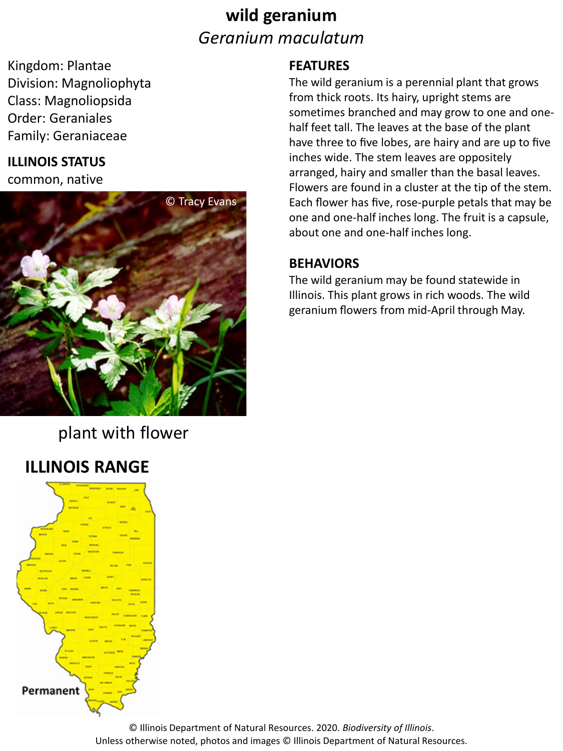# wild geranium

*Geranium maculatum*

Kingdom: Plantae
Division: Magnoliophyta
Class: Magnoliopsida
Order: Geraniales
Family: Geraniaceae

## ILLINOIS STATUS

common, native

© Tracy Evans

plant with flower

## ILLINOIS RANGE

Permanent

## FEATURES

The wild geranium is a perennial plant that grows from thick roots. Its hairy, upright stems are sometimes branched and may grow to one and one-half feet tall. The leaves at the base of the plant have three to five lobes, are hairy and are up to five inches wide. The stem leaves are oppositely arranged, hairy and smaller than the basal leaves. Flowers are found in a cluster at the tip of the stem. Each flower has five, rose-purple petals that may be one and one-half inches long. The fruit is a capsule, about one and one-half inches long.

## BEHAVIORS

The wild geranium may be found statewide in Illinois. This plant grows in rich woods. The wild geranium flowers from mid-April through May.

© Illinois Department of Natural Resources. 2020. *Biodiversity of Illinois*.
Unless otherwise noted, photos and images © Illinois Department of Natural Resources.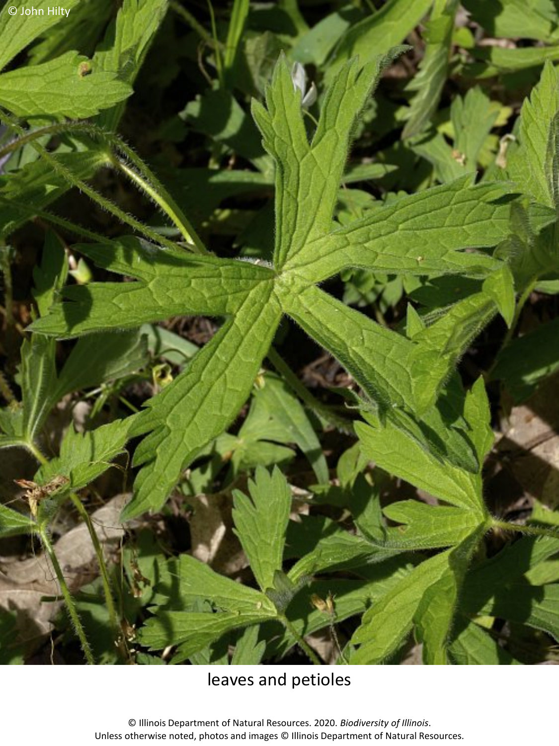© John Hilty

leaves and petioles

© Illinois Department of Natural Resources. 2020. *Biodiversity of Illinois*.
Unless otherwise noted, photos and images © Illinois Department of Natural Resources.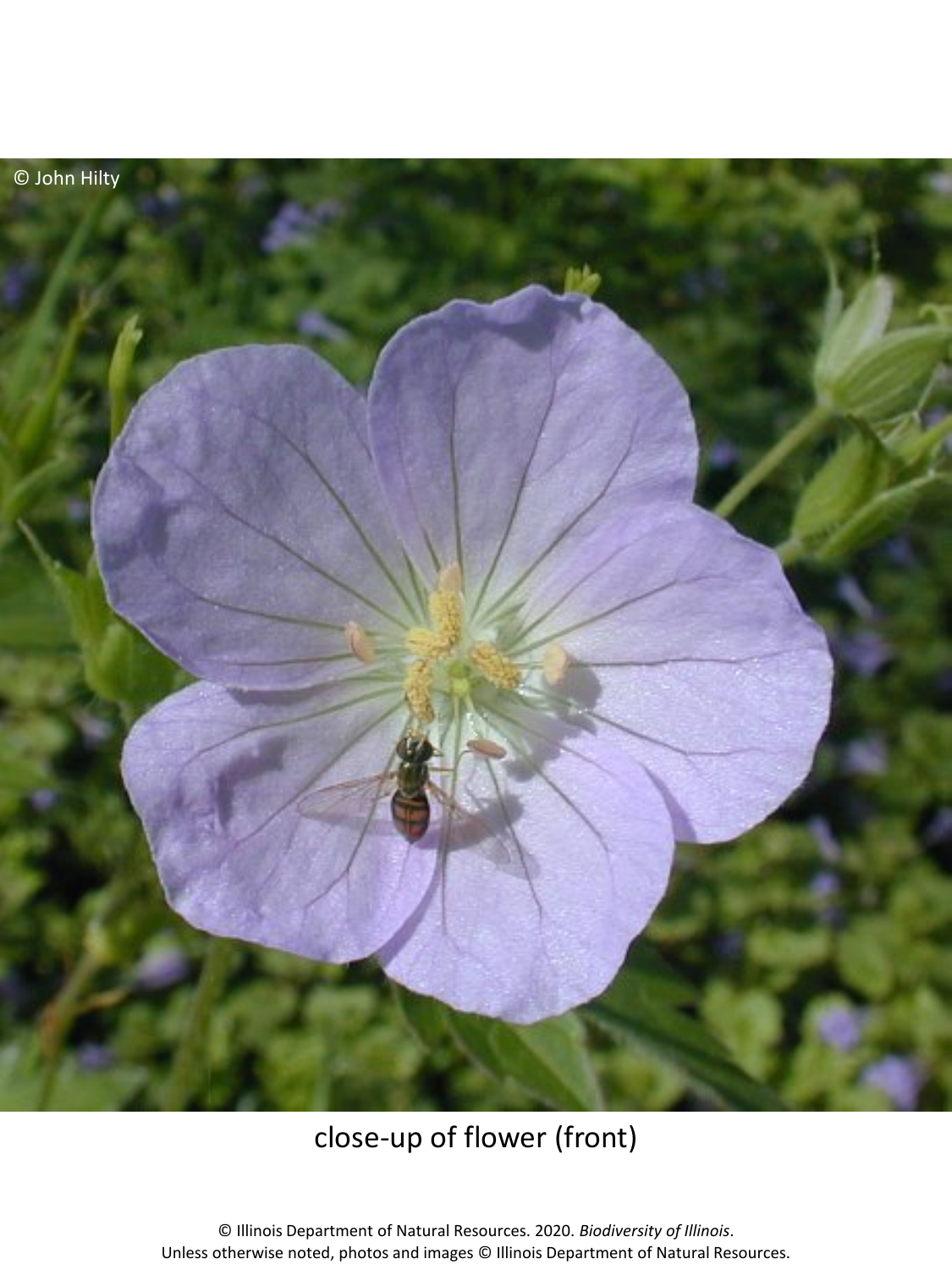© John Hilty

close-up of flower (front)

© Illinois Department of Natural Resources. 2020. *Biodiversity of Illinois*.
Unless otherwise noted, photos and images © Illinois Department of Natural Resources.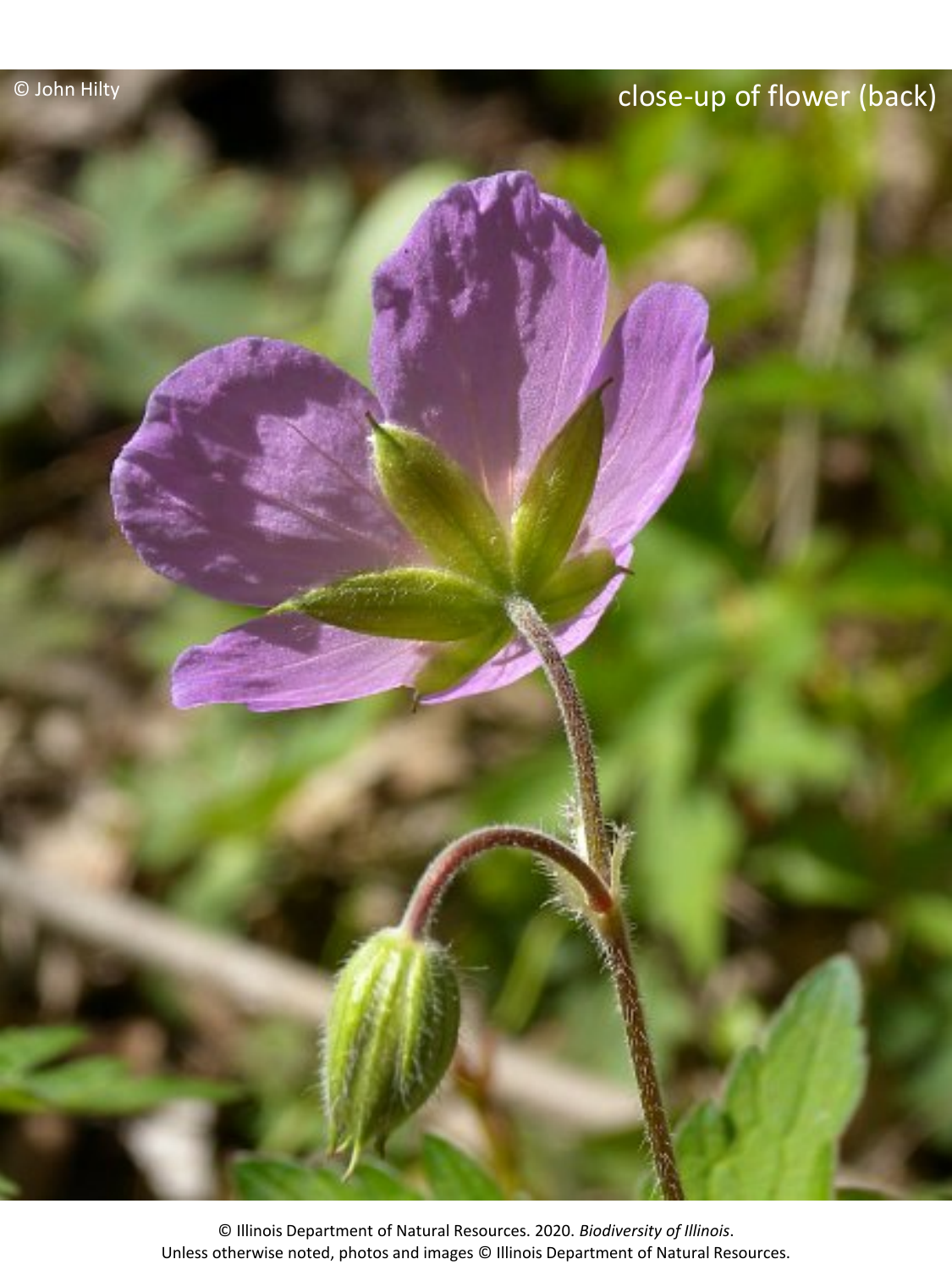© John Hilty

close-up of flower (back)

© Illinois Department of Natural Resources. 2020. *Biodiversity of Illinois*.
Unless otherwise noted, photos and images © Illinois Department of Natural Resources.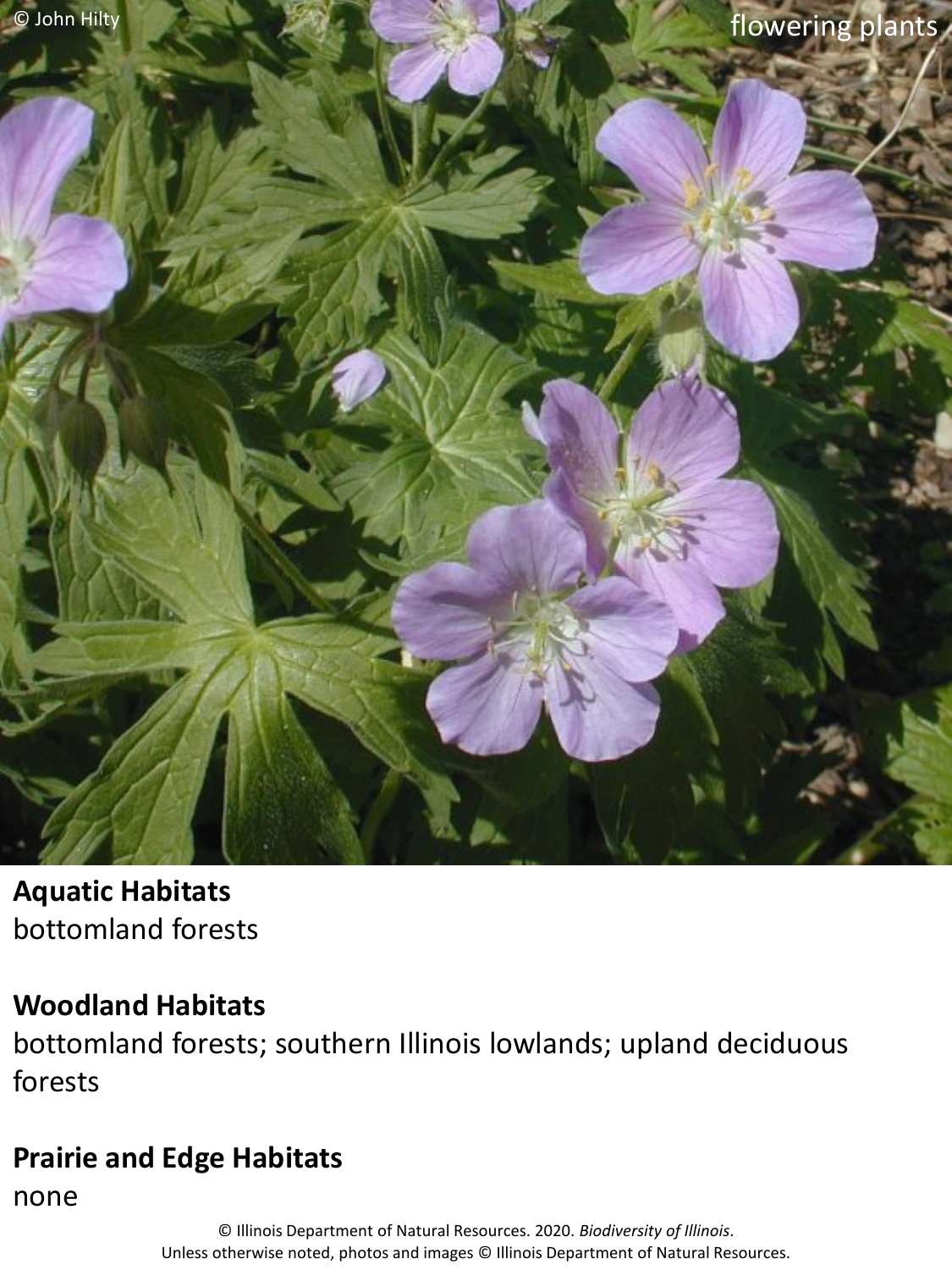**Aquatic Habitats**
bottomland forests

**Woodland Habitats**
bottomland forests; southern Illinois lowlands; upland deciduous forests

**Prairie and Edge Habitats**
none